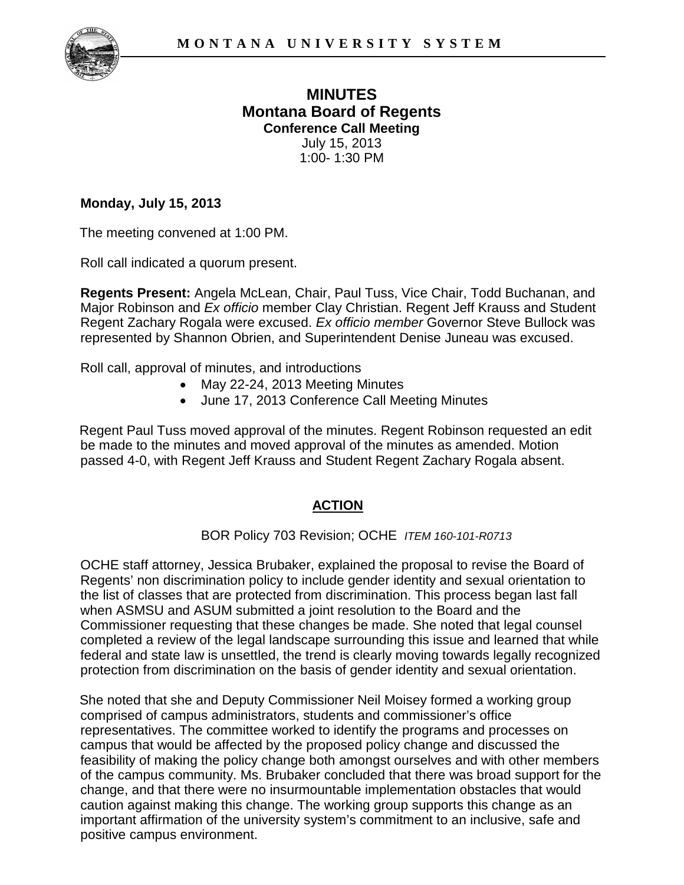# MINUTES
## Montana Board of Regents
### Conference Call Meeting

July 15, 2013
1:00- 1:30 PM

**Monday, July 15, 2013**

The meeting convened at 1:00 PM.

Roll call indicated a quorum present.

**Regents Present:** Angela McLean, Chair, Paul Tuss, Vice Chair, Todd Buchanan, and Major Robinson and *Ex officio* member Clay Christian. Regent Jeff Krauss and Student Regent Zachary Rogala were excused. *Ex officio member* Governor Steve Bullock was represented by Shannon Obrien, and Superintendent Denise Juneau was excused.

Roll call, approval of minutes, and introductions

- May 22-24, 2013 Meeting Minutes
- June 17, 2013 Conference Call Meeting Minutes

Regent Paul Tuss moved approval of the minutes. Regent Robinson requested an edit be made to the minutes and moved approval of the minutes as amended. Motion passed 4-0, with Regent Jeff Krauss and Student Regent Zachary Rogala absent.

## ACTION

BOR Policy 703 Revision; OCHE *ITEM 160-101-R0713*

OCHE staff attorney, Jessica Brubaker, explained the proposal to revise the Board of Regents' non discrimination policy to include gender identity and sexual orientation to the list of classes that are protected from discrimination. This process began last fall when ASMSU and ASUM submitted a joint resolution to the Board and the Commissioner requesting that these changes be made. She noted that legal counsel completed a review of the legal landscape surrounding this issue and learned that while federal and state law is unsettled, the trend is clearly moving towards legally recognized protection from discrimination on the basis of gender identity and sexual orientation.

She noted that she and Deputy Commissioner Neil Moisey formed a working group comprised of campus administrators, students and commissioner's office representatives. The committee worked to identify the programs and processes on campus that would be affected by the proposed policy change and discussed the feasibility of making the policy change both amongst ourselves and with other members of the campus community. Ms. Brubaker concluded that there was broad support for the change, and that there were no insurmountable implementation obstacles that would caution against making this change. The working group supports this change as an important affirmation of the university system's commitment to an inclusive, safe and positive campus environment.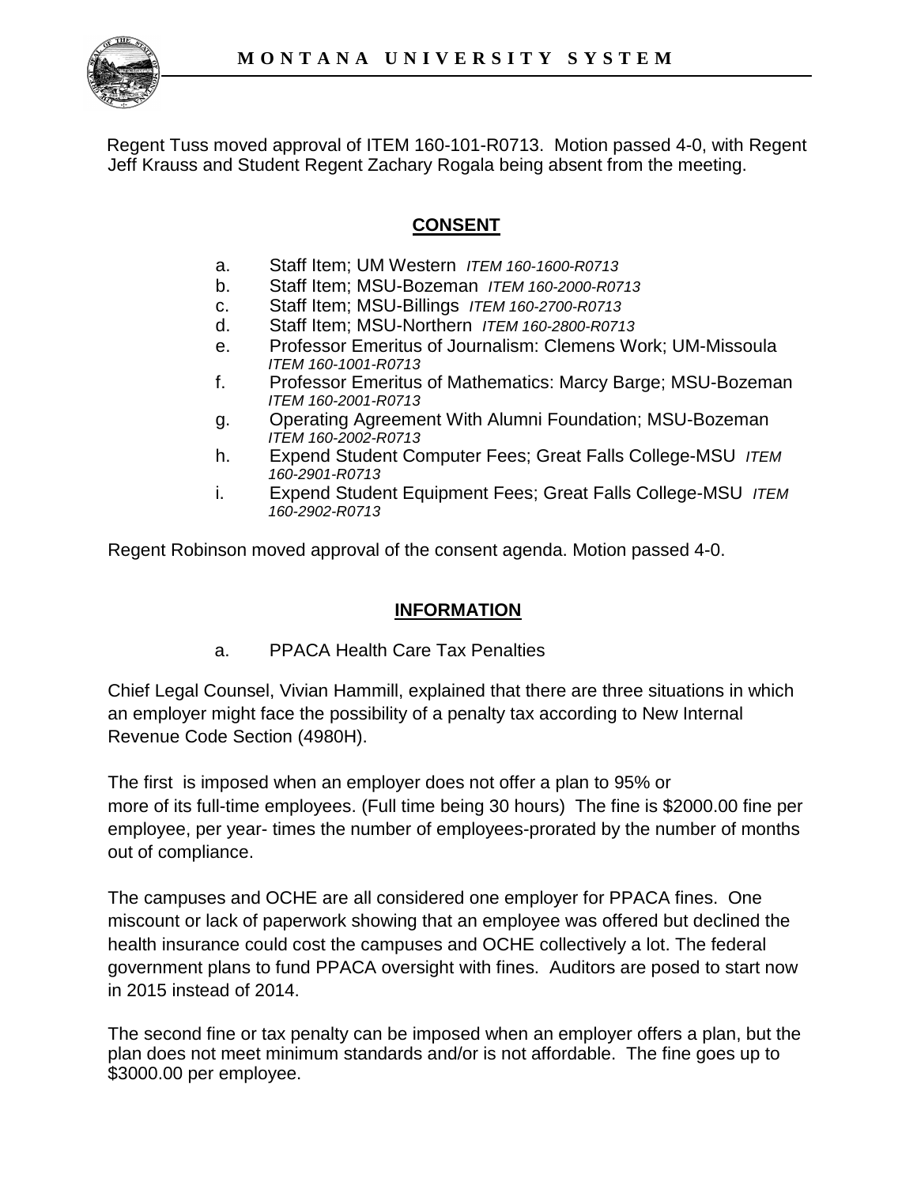Regent Tuss moved approval of ITEM 160-101-R0713. Motion passed 4-0, with Regent Jeff Krauss and Student Regent Zachary Rogala being absent from the meeting.

## CONSENT

a. Staff Item; UM Western *ITEM 160-1600-R0713*
b. Staff Item; MSU-Bozeman *ITEM 160-2000-R0713*
c. Staff Item; MSU-Billings *ITEM 160-2700-R0713*
d. Staff Item; MSU-Northern *ITEM 160-2800-R0713*
e. Professor Emeritus of Journalism: Clemens Work; UM-Missoula *ITEM 160-1001-R0713*
f. Professor Emeritus of Mathematics: Marcy Barge; MSU-Bozeman *ITEM 160-2001-R0713*
g. Operating Agreement With Alumni Foundation; MSU-Bozeman *ITEM 160-2002-R0713*
h. Expend Student Computer Fees; Great Falls College-MSU *ITEM 160-2901-R0713*
i. Expend Student Equipment Fees; Great Falls College-MSU *ITEM 160-2902-R0713*

Regent Robinson moved approval of the consent agenda. Motion passed 4-0.

## INFORMATION

a. PPACA Health Care Tax Penalties

Chief Legal Counsel, Vivian Hammill, explained that there are three situations in which an employer might face the possibility of a penalty tax according to New Internal Revenue Code Section (4980H).

The first is imposed when an employer does not offer a plan to 95% or more of its full-time employees. (Full time being 30 hours) The fine is $2000.00 fine per employee, per year- times the number of employees-prorated by the number of months out of compliance.

The campuses and OCHE are all considered one employer for PPACA fines. One miscount or lack of paperwork showing that an employee was offered but declined the health insurance could cost the campuses and OCHE collectively a lot. The federal government plans to fund PPACA oversight with fines. Auditors are posed to start now in 2015 instead of 2014.

The second fine or tax penalty can be imposed when an employer offers a plan, but the plan does not meet minimum standards and/or is not affordable. The fine goes up to $3000.00 per employee.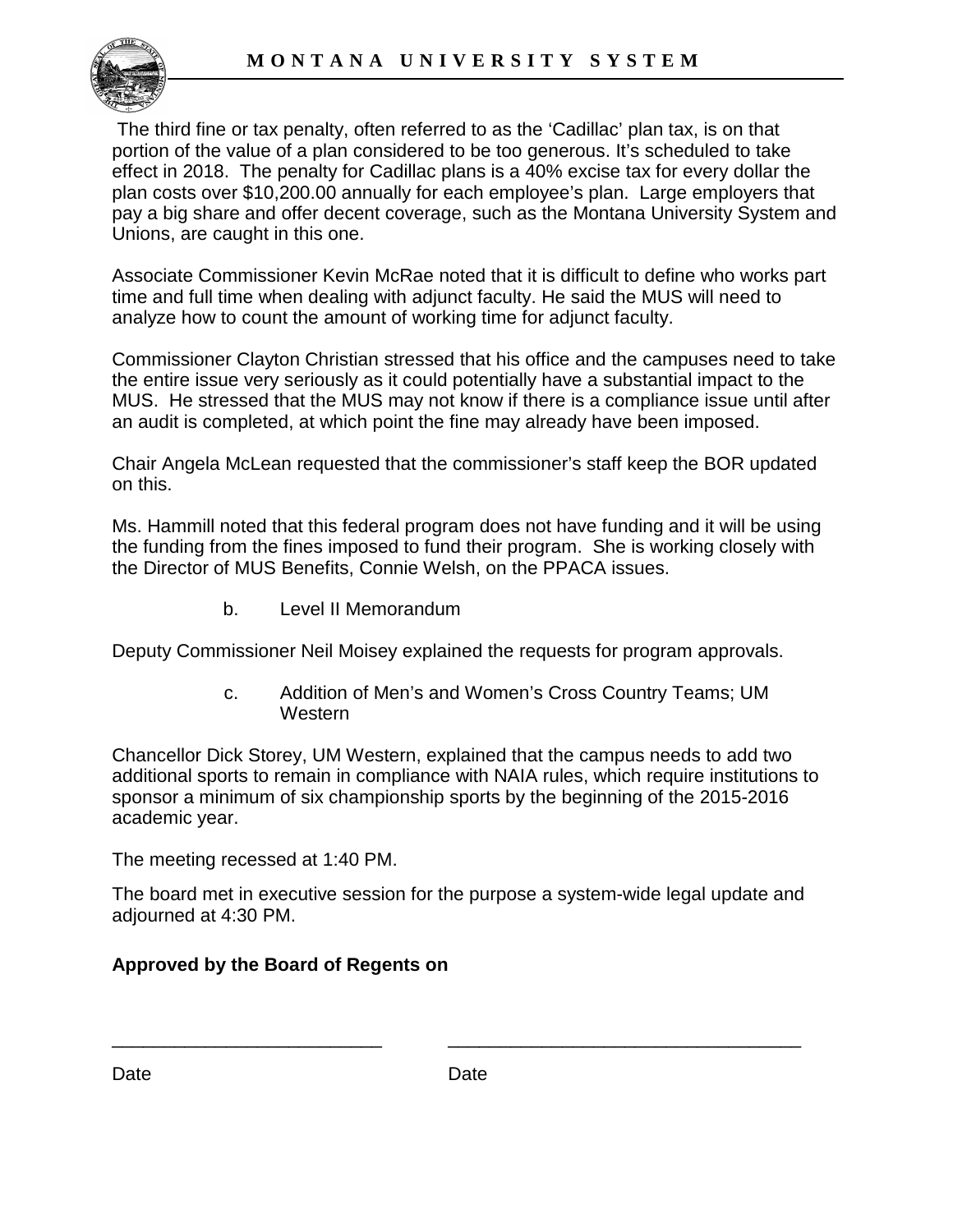The third fine or tax penalty, often referred to as the 'Cadillac' plan tax, is on that portion of the value of a plan considered to be too generous. It's scheduled to take effect in 2018. The penalty for Cadillac plans is a 40% excise tax for every dollar the plan costs over $10,200.00 annually for each employee's plan. Large employers that pay a big share and offer decent coverage, such as the Montana University System and Unions, are caught in this one.

Associate Commissioner Kevin McRae noted that it is difficult to define who works part time and full time when dealing with adjunct faculty. He said the MUS will need to analyze how to count the amount of working time for adjunct faculty.

Commissioner Clayton Christian stressed that his office and the campuses need to take the entire issue very seriously as it could potentially have a substantial impact to the MUS. He stressed that the MUS may not know if there is a compliance issue until after an audit is completed, at which point the fine may already have been imposed.

Chair Angela McLean requested that the commissioner's staff keep the BOR updated on this.

Ms. Hammill noted that this federal program does not have funding and it will be using the funding from the fines imposed to fund their program. She is working closely with the Director of MUS Benefits, Connie Welsh, on the PPACA issues.

b. Level II Memorandum

Deputy Commissioner Neil Moisey explained the requests for program approvals.

c. Addition of Men's and Women's Cross Country Teams; UM Western

Chancellor Dick Storey, UM Western, explained that the campus needs to add two additional sports to remain in compliance with NAIA rules, which require institutions to sponsor a minimum of six championship sports by the beginning of the 2015-2016 academic year.

The meeting recessed at 1:40 PM.

The board met in executive session for the purpose a system-wide legal update and adjourned at 4:30 PM.

**Approved by the Board of Regents on**

___________________________ ___________________________________

Date Date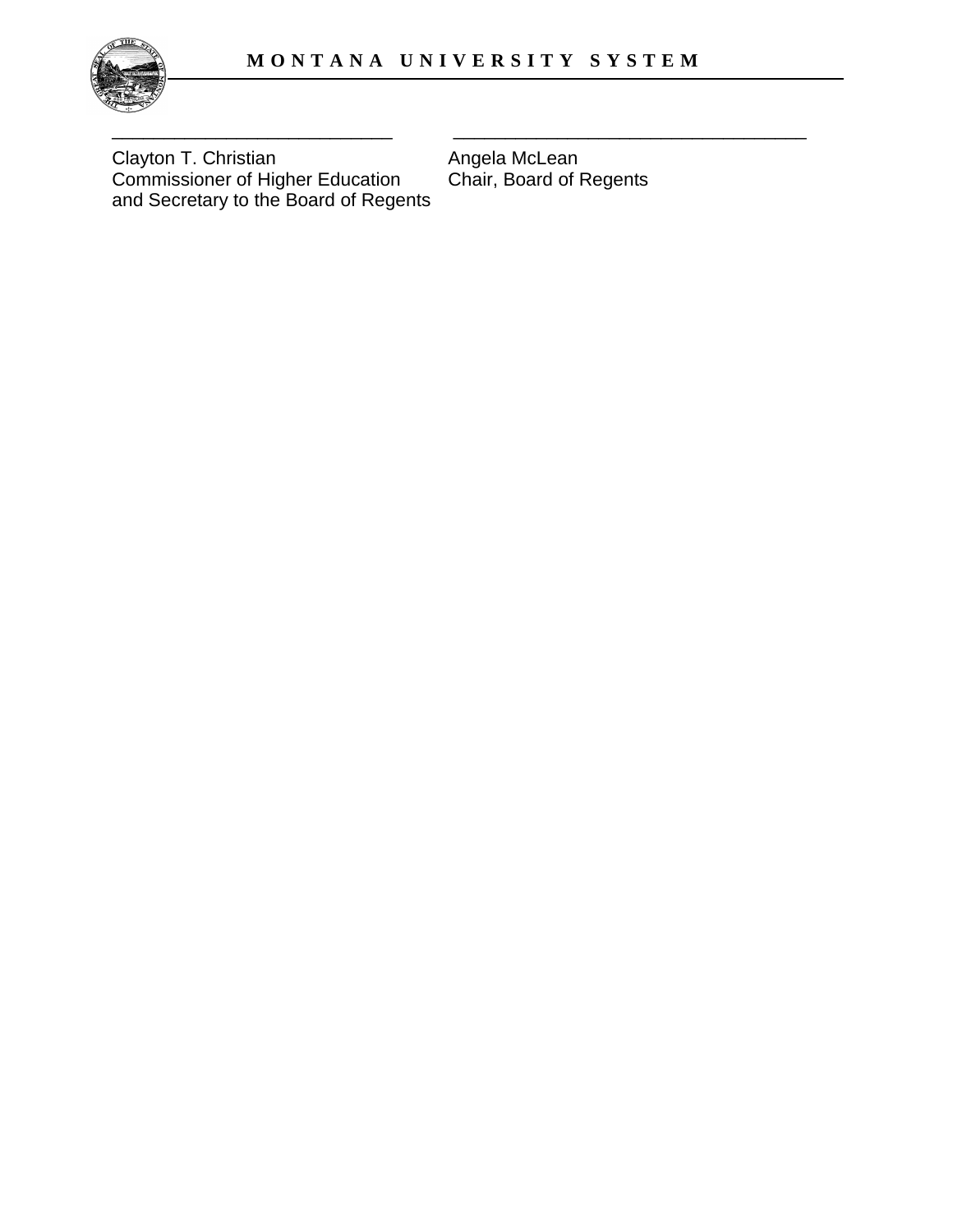**MONTANA UNIVERSITY SYSTEM**

\_\_\_\_\_\_\_\_\_\_\_\_\_\_\_\_\_\_\_\_\_\_\_\_\_\_\_\_
Clayton T. Christian
Commissioner of Higher Education
and Secretary to the Board of Regents

\_\_\_\_\_\_\_\_\_\_\_\_\_\_\_\_\_\_\_\_\_\_\_\_\_\_\_\_\_\_\_\_\_\_\_
Angela McLean
Chair, Board of Regents